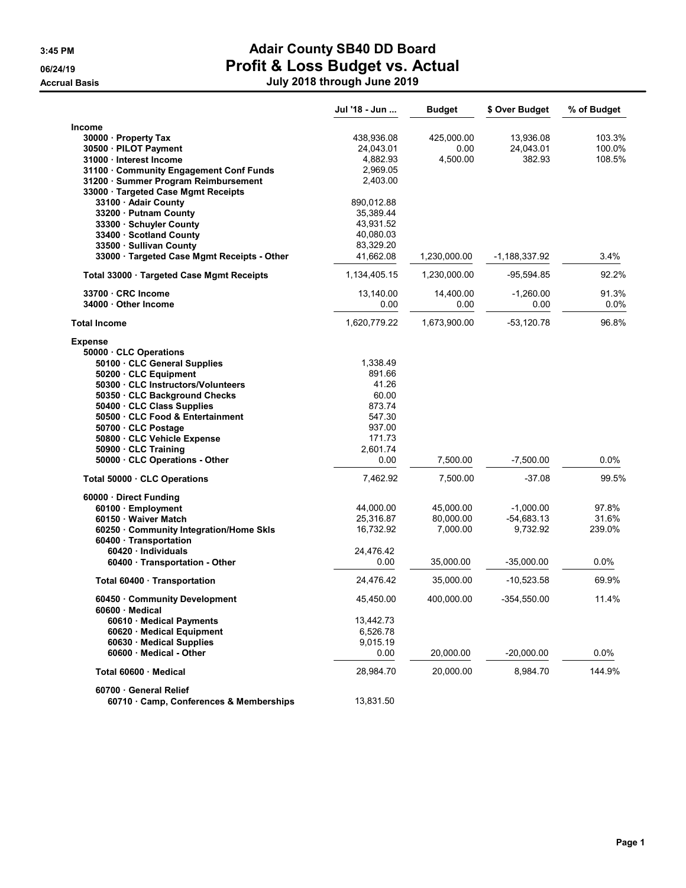# Adair County SB40 DD Board

## Profit & Loss Budget vs. Actual

### July 2018 through June 2019

3:45 PM
06/24/19
Accrual Basis

| | Jul '18 - Jun ... | Budget | $ Over Budget | % of Budget |
|---|---|---|---|---|
| **Income** | | | | |
| 30000 · Property Tax | 438,936.08 | 425,000.00 | 13,936.08 | 103.3% |
| 30500 · PILOT Payment | 24,043.01 | 0.00 | 24,043.01 | 100.0% |
| 31000 · Interest Income | 4,882.93 | 4,500.00 | 382.93 | 108.5% |
| 31100 · Community Engagement Conf Funds | 2,969.05 | | | |
| 31200 · Summer Program Reimbursement | 2,403.00 | | | |
| 33000 · Targeted Case Mgmt Receipts | | | | |
| 33100 · Adair County | 890,012.88 | | | |
| 33200 · Putnam County | 35,389.44 | | | |
| 33300 · Schuyler County | 43,931.52 | | | |
| 33400 · Scotland County | 40,080.03 | | | |
| 33500 · Sullivan County | 83,329.20 | | | |
| 33000 · Targeted Case Mgmt Receipts - Other | 41,662.08 | 1,230,000.00 | -1,188,337.92 | 3.4% |
| Total 33000 · Targeted Case Mgmt Receipts | 1,134,405.15 | 1,230,000.00 | -95,594.85 | 92.2% |
| 33700 · CRC Income | 13,140.00 | 14,400.00 | -1,260.00 | 91.3% |
| 34000 · Other Income | 0.00 | 0.00 | 0.00 | 0.0% |
| **Total Income** | 1,620,779.22 | 1,673,900.00 | -53,120.78 | 96.8% |
| **Expense** | | | | |
| 50000 · CLC Operations | | | | |
| 50100 · CLC General Supplies | 1,338.49 | | | |
| 50200 · CLC Equipment | 891.66 | | | |
| 50300 · CLC Instructors/Volunteers | 41.26 | | | |
| 50350 · CLC Background Checks | 60.00 | | | |
| 50400 · CLC Class Supplies | 873.74 | | | |
| 50500 · CLC Food & Entertainment | 547.30 | | | |
| 50700 · CLC Postage | 937.00 | | | |
| 50800 · CLC Vehicle Expense | 171.73 | | | |
| 50900 · CLC Training | 2,601.74 | | | |
| 50000 · CLC Operations - Other | 0.00 | 7,500.00 | -7,500.00 | 0.0% |
| Total 50000 · CLC Operations | 7,462.92 | 7,500.00 | -37.08 | 99.5% |
| 60000 · Direct Funding | | | | |
| 60100 · Employment | 44,000.00 | 45,000.00 | -1,000.00 | 97.8% |
| 60150 · Waiver Match | 25,316.87 | 80,000.00 | -54,683.13 | 31.6% |
| 60250 · Community Integration/Home Skls | 16,732.92 | 7,000.00 | 9,732.92 | 239.0% |
| 60400 · Transportation | | | | |
| 60420 · Individuals | 24,476.42 | | | |
| 60400 · Transportation - Other | 0.00 | 35,000.00 | -35,000.00 | 0.0% |
| Total 60400 · Transportation | 24,476.42 | 35,000.00 | -10,523.58 | 69.9% |
| 60450 · Community Development | 45,450.00 | 400,000.00 | -354,550.00 | 11.4% |
| 60600 · Medical | | | | |
| 60610 · Medical Payments | 13,442.73 | | | |
| 60620 · Medical Equipment | 6,526.78 | | | |
| 60630 · Medical Supplies | 9,015.19 | | | |
| 60600 · Medical - Other | 0.00 | 20,000.00 | -20,000.00 | 0.0% |
| Total 60600 · Medical | 28,984.70 | 20,000.00 | 8,984.70 | 144.9% |
| 60700 · General Relief | | | | |
| 60710 · Camp, Conferences & Memberships | 13,831.50 | | | |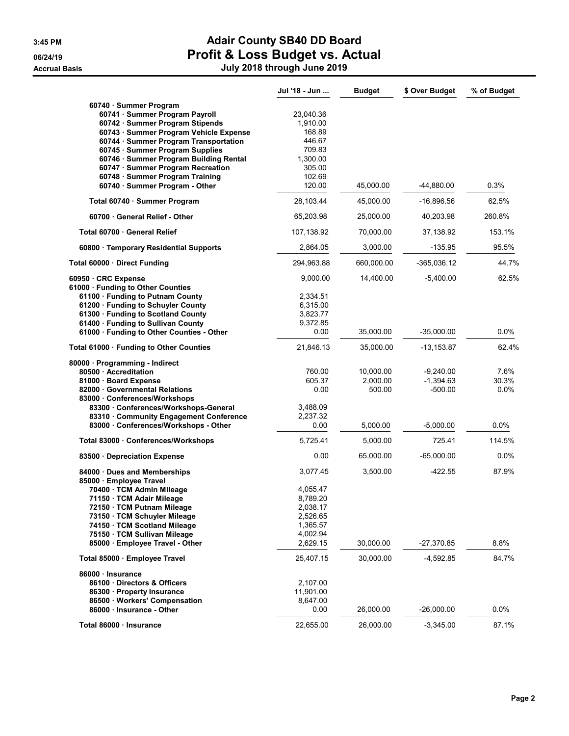# Adair County SB40 DD Board

## Profit & Loss Budget vs. Actual

### July 2018 through June 2019

3:45 PM
06/24/19
Accrual Basis

| | Jul '18 - Jun ... | Budget | $ Over Budget | % of Budget |
|---|---|---|---|---|
| 60740 · Summer Program | | | | |
| 60741 · Summer Program Payroll | 23,040.36 | | | |
| 60742 · Summer Program Stipends | 1,910.00 | | | |
| 60743 · Summer Program Vehicle Expense | 168.89 | | | |
| 60744 · Summer Program Transportation | 446.67 | | | |
| 60745 · Summer Program Supplies | 709.83 | | | |
| 60746 · Summer Program Building Rental | 1,300.00 | | | |
| 60747 · Summer Program Recreation | 305.00 | | | |
| 60748 · Summer Program Training | 102.69 | | | |
| 60740 · Summer Program - Other | 120.00 | 45,000.00 | -44,880.00 | 0.3% |
| Total 60740 · Summer Program | 28,103.44 | 45,000.00 | -16,896.56 | 62.5% |
| 60700 · General Relief - Other | 65,203.98 | 25,000.00 | 40,203.98 | 260.8% |
| Total 60700 · General Relief | 107,138.92 | 70,000.00 | 37,138.92 | 153.1% |
| 60800 · Temporary Residential Supports | 2,864.05 | 3,000.00 | -135.95 | 95.5% |
| Total 60000 · Direct Funding | 294,963.88 | 660,000.00 | -365,036.12 | 44.7% |
| 60950 · CRC Expense | 9,000.00 | 14,400.00 | -5,400.00 | 62.5% |
| 61000 · Funding to Other Counties | | | | |
| 61100 · Funding to Putnam County | 2,334.51 | | | |
| 61200 · Funding to Schuyler County | 6,315.00 | | | |
| 61300 · Funding to Scotland County | 3,823.77 | | | |
| 61400 · Funding to Sullivan County | 9,372.85 | | | |
| 61000 · Funding to Other Counties - Other | 0.00 | 35,000.00 | -35,000.00 | 0.0% |
| Total 61000 · Funding to Other Counties | 21,846.13 | 35,000.00 | -13,153.87 | 62.4% |
| 80000 · Programming - Indirect | | | | |
| 80500 · Accreditation | 760.00 | 10,000.00 | -9,240.00 | 7.6% |
| 81000 · Board Expense | 605.37 | 2,000.00 | -1,394.63 | 30.3% |
| 82000 · Governmental Relations | 0.00 | 500.00 | -500.00 | 0.0% |
| 83000 · Conferences/Workshops | | | | |
| 83300 · Conferences/Workshops-General | 3,488.09 | | | |
| 83310 · Community Engagement Conference | 2,237.32 | | | |
| 83000 · Conferences/Workshops - Other | 0.00 | 5,000.00 | -5,000.00 | 0.0% |
| Total 83000 · Conferences/Workshops | 5,725.41 | 5,000.00 | 725.41 | 114.5% |
| 83500 · Depreciation Expense | 0.00 | 65,000.00 | -65,000.00 | 0.0% |
| 84000 · Dues and Memberships | 3,077.45 | 3,500.00 | -422.55 | 87.9% |
| 85000 · Employee Travel | | | | |
| 70400 · TCM Admin Mileage | 4,055.47 | | | |
| 71150 · TCM Adair Mileage | 8,789.20 | | | |
| 72150 · TCM Putnam Mileage | 2,038.17 | | | |
| 73150 · TCM Schuyler Mileage | 2,526.65 | | | |
| 74150 · TCM Scotland Mileage | 1,365.57 | | | |
| 75150 · TCM Sullivan Mileage | 4,002.94 | | | |
| 85000 · Employee Travel - Other | 2,629.15 | 30,000.00 | -27,370.85 | 8.8% |
| Total 85000 · Employee Travel | 25,407.15 | 30,000.00 | -4,592.85 | 84.7% |
| 86000 · Insurance | | | | |
| 86100 · Directors & Officers | 2,107.00 | | | |
| 86300 · Property Insurance | 11,901.00 | | | |
| 86500 · Workers' Compensation | 8,647.00 | | | |
| 86000 · Insurance - Other | 0.00 | 26,000.00 | -26,000.00 | 0.0% |
| Total 86000 · Insurance | 22,655.00 | 26,000.00 | -3,345.00 | 87.1% |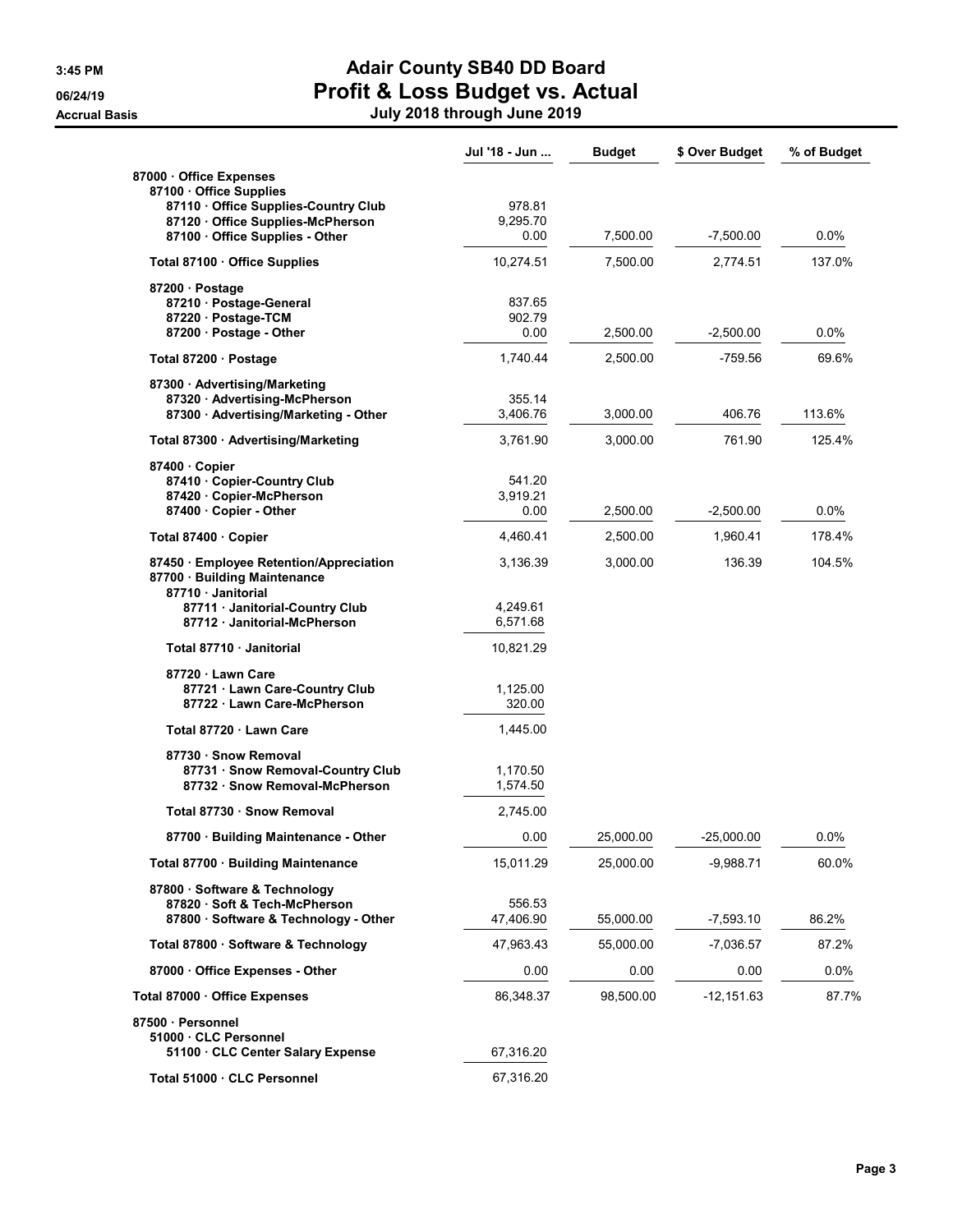# Adair County SB40 DD Board

## Profit & Loss Budget vs. Actual

### July 2018 through June 2019

Accrual Basis

| | Jul '18 - Jun ... | Budget | $ Over Budget | % of Budget |
|---|---|---|---|---|
| 87000 · Office Expenses | | | | |
| 87100 · Office Supplies | | | | |
| 87110 · Office Supplies-Country Club | 978.81 | | | |
| 87120 · Office Supplies-McPherson | 9,295.70 | | | |
| 87100 · Office Supplies - Other | 0.00 | 7,500.00 | -7,500.00 | 0.0% |
| Total 87100 · Office Supplies | 10,274.51 | 7,500.00 | 2,774.51 | 137.0% |
| 87200 · Postage | | | | |
| 87210 · Postage-General | 837.65 | | | |
| 87220 · Postage-TCM | 902.79 | | | |
| 87200 · Postage - Other | 0.00 | 2,500.00 | -2,500.00 | 0.0% |
| Total 87200 · Postage | 1,740.44 | 2,500.00 | -759.56 | 69.6% |
| 87300 · Advertising/Marketing | | | | |
| 87320 · Advertising-McPherson | 355.14 | | | |
| 87300 · Advertising/Marketing - Other | 3,406.76 | 3,000.00 | 406.76 | 113.6% |
| Total 87300 · Advertising/Marketing | 3,761.90 | 3,000.00 | 761.90 | 125.4% |
| 87400 · Copier | | | | |
| 87410 · Copier-Country Club | 541.20 | | | |
| 87420 · Copier-McPherson | 3,919.21 | | | |
| 87400 · Copier - Other | 0.00 | 2,500.00 | -2,500.00 | 0.0% |
| Total 87400 · Copier | 4,460.41 | 2,500.00 | 1,960.41 | 178.4% |
| 87450 · Employee Retention/Appreciation | 3,136.39 | 3,000.00 | 136.39 | 104.5% |
| 87700 · Building Maintenance | | | | |
| 87710 · Janitorial | | | | |
| 87711 · Janitorial-Country Club | 4,249.61 | | | |
| 87712 · Janitorial-McPherson | 6,571.68 | | | |
| Total 87710 · Janitorial | 10,821.29 | | | |
| 87720 · Lawn Care | | | | |
| 87721 · Lawn Care-Country Club | 1,125.00 | | | |
| 87722 · Lawn Care-McPherson | 320.00 | | | |
| Total 87720 · Lawn Care | 1,445.00 | | | |
| 87730 · Snow Removal | | | | |
| 87731 · Snow Removal-Country Club | 1,170.50 | | | |
| 87732 · Snow Removal-McPherson | 1,574.50 | | | |
| Total 87730 · Snow Removal | 2,745.00 | | | |
| 87700 · Building Maintenance - Other | 0.00 | 25,000.00 | -25,000.00 | 0.0% |
| Total 87700 · Building Maintenance | 15,011.29 | 25,000.00 | -9,988.71 | 60.0% |
| 87800 · Software & Technology | | | | |
| 87820 · Soft & Tech-McPherson | 556.53 | | | |
| 87800 · Software & Technology - Other | 47,406.90 | 55,000.00 | -7,593.10 | 86.2% |
| Total 87800 · Software & Technology | 47,963.43 | 55,000.00 | -7,036.57 | 87.2% |
| 87000 · Office Expenses - Other | 0.00 | 0.00 | 0.00 | 0.0% |
| Total 87000 · Office Expenses | 86,348.37 | 98,500.00 | -12,151.63 | 87.7% |
| 87500 · Personnel | | | | |
| 51000 · CLC Personnel | | | | |
| 51100 · CLC Center Salary Expense | 67,316.20 | | | |
| Total 51000 · CLC Personnel | 67,316.20 | | | |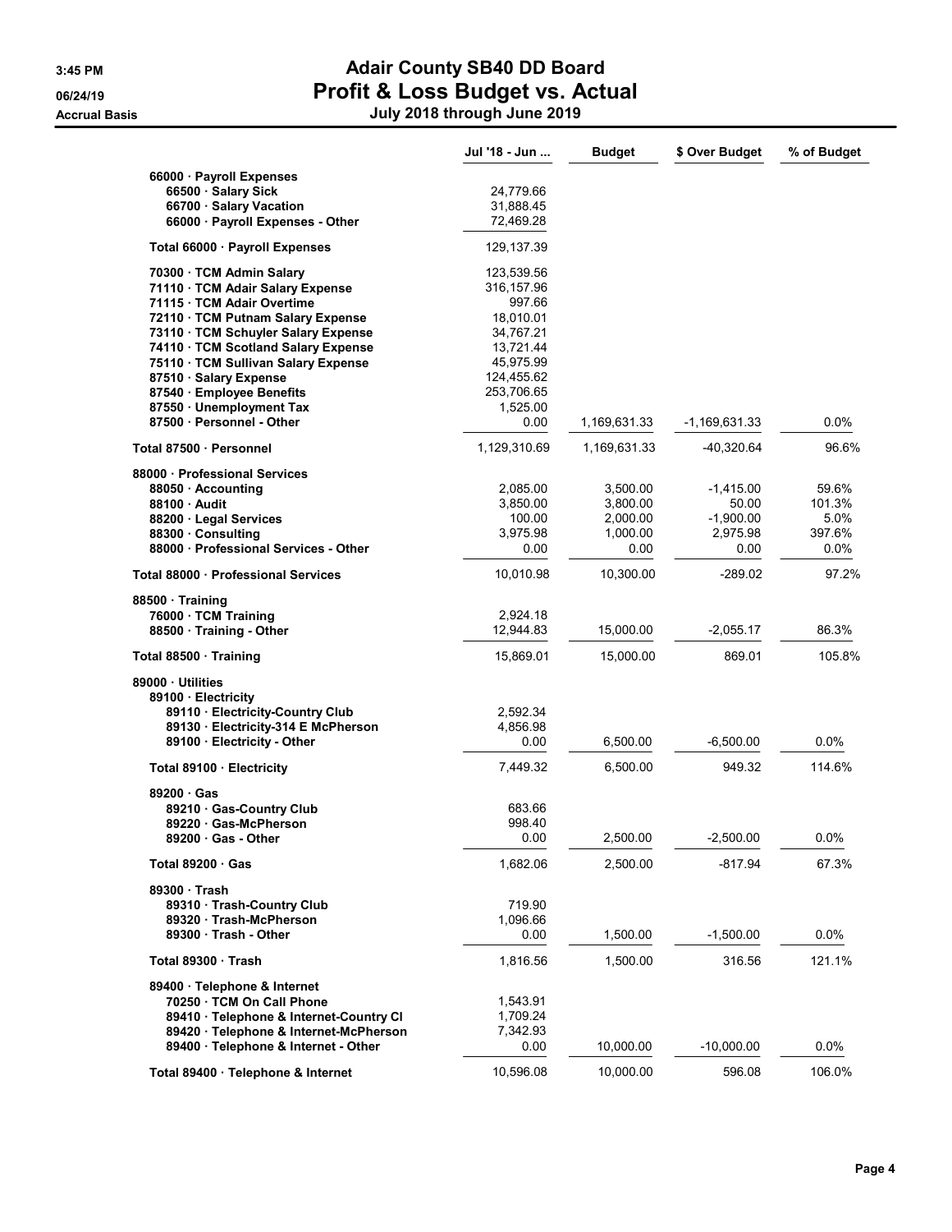# Adair County SB40 DD Board

## Profit & Loss Budget vs. Actual

### July 2018 through June 2019

3:45 PM
06/24/19
Accrual Basis

| | Jul '18 - Jun ... | Budget | $ Over Budget | % of Budget |
|---|---|---|---|---|
| 66000 · Payroll Expenses | | | | |
| 66500 · Salary Sick | 24,779.66 | | | |
| 66700 · Salary Vacation | 31,888.45 | | | |
| 66000 · Payroll Expenses - Other | 72,469.28 | | | |
| **Total 66000 · Payroll Expenses** | 129,137.39 | | | |
| 70300 · TCM Admin Salary | 123,539.56 | | | |
| 71110 · TCM Adair Salary Expense | 316,157.96 | | | |
| 71115 · TCM Adair Overtime | 997.66 | | | |
| 72110 · TCM Putnam Salary Expense | 18,010.01 | | | |
| 73110 · TCM Schuyler Salary Expense | 34,767.21 | | | |
| 74110 · TCM Scotland Salary Expense | 13,721.44 | | | |
| 75110 · TCM Sullivan Salary Expense | 45,975.99 | | | |
| 87510 · Salary Expense | 124,455.62 | | | |
| 87540 · Employee Benefits | 253,706.65 | | | |
| 87550 · Unemployment Tax | 1,525.00 | | | |
| 87500 · Personnel - Other | 0.00 | 1,169,631.33 | -1,169,631.33 | 0.0% |
| **Total 87500 · Personnel** | 1,129,310.69 | 1,169,631.33 | -40,320.64 | 96.6% |
| 88000 · Professional Services | | | | |
| 88050 · Accounting | 2,085.00 | 3,500.00 | -1,415.00 | 59.6% |
| 88100 · Audit | 3,850.00 | 3,800.00 | 50.00 | 101.3% |
| 88200 · Legal Services | 100.00 | 2,000.00 | -1,900.00 | 5.0% |
| 88300 · Consulting | 3,975.98 | 1,000.00 | 2,975.98 | 397.6% |
| 88000 · Professional Services - Other | 0.00 | 0.00 | 0.00 | 0.0% |
| **Total 88000 · Professional Services** | 10,010.98 | 10,300.00 | -289.02 | 97.2% |
| 88500 · Training | | | | |
| 76000 · TCM Training | 2,924.18 | | | |
| 88500 · Training - Other | 12,944.83 | 15,000.00 | -2,055.17 | 86.3% |
| **Total 88500 · Training** | 15,869.01 | 15,000.00 | 869.01 | 105.8% |
| 89000 · Utilities | | | | |
| 89100 · Electricity | | | | |
| 89110 · Electricity-Country Club | 2,592.34 | | | |
| 89130 · Electricity-314 E McPherson | 4,856.98 | | | |
| 89100 · Electricity - Other | 0.00 | 6,500.00 | -6,500.00 | 0.0% |
| **Total 89100 · Electricity** | 7,449.32 | 6,500.00 | 949.32 | 114.6% |
| 89200 · Gas | | | | |
| 89210 · Gas-Country Club | 683.66 | | | |
| 89220 · Gas-McPherson | 998.40 | | | |
| 89200 · Gas - Other | 0.00 | 2,500.00 | -2,500.00 | 0.0% |
| **Total 89200 · Gas** | 1,682.06 | 2,500.00 | -817.94 | 67.3% |
| 89300 · Trash | | | | |
| 89310 · Trash-Country Club | 719.90 | | | |
| 89320 · Trash-McPherson | 1,096.66 | | | |
| 89300 · Trash - Other | 0.00 | 1,500.00 | -1,500.00 | 0.0% |
| **Total 89300 · Trash** | 1,816.56 | 1,500.00 | 316.56 | 121.1% |
| 89400 · Telephone & Internet | | | | |
| 70250 · TCM On Call Phone | 1,543.91 | | | |
| 89410 · Telephone & Internet-Country Cl | 1,709.24 | | | |
| 89420 · Telephone & Internet-McPherson | 7,342.93 | | | |
| 89400 · Telephone & Internet - Other | 0.00 | 10,000.00 | -10,000.00 | 0.0% |
| **Total 89400 · Telephone & Internet** | 10,596.08 | 10,000.00 | 596.08 | 106.0% |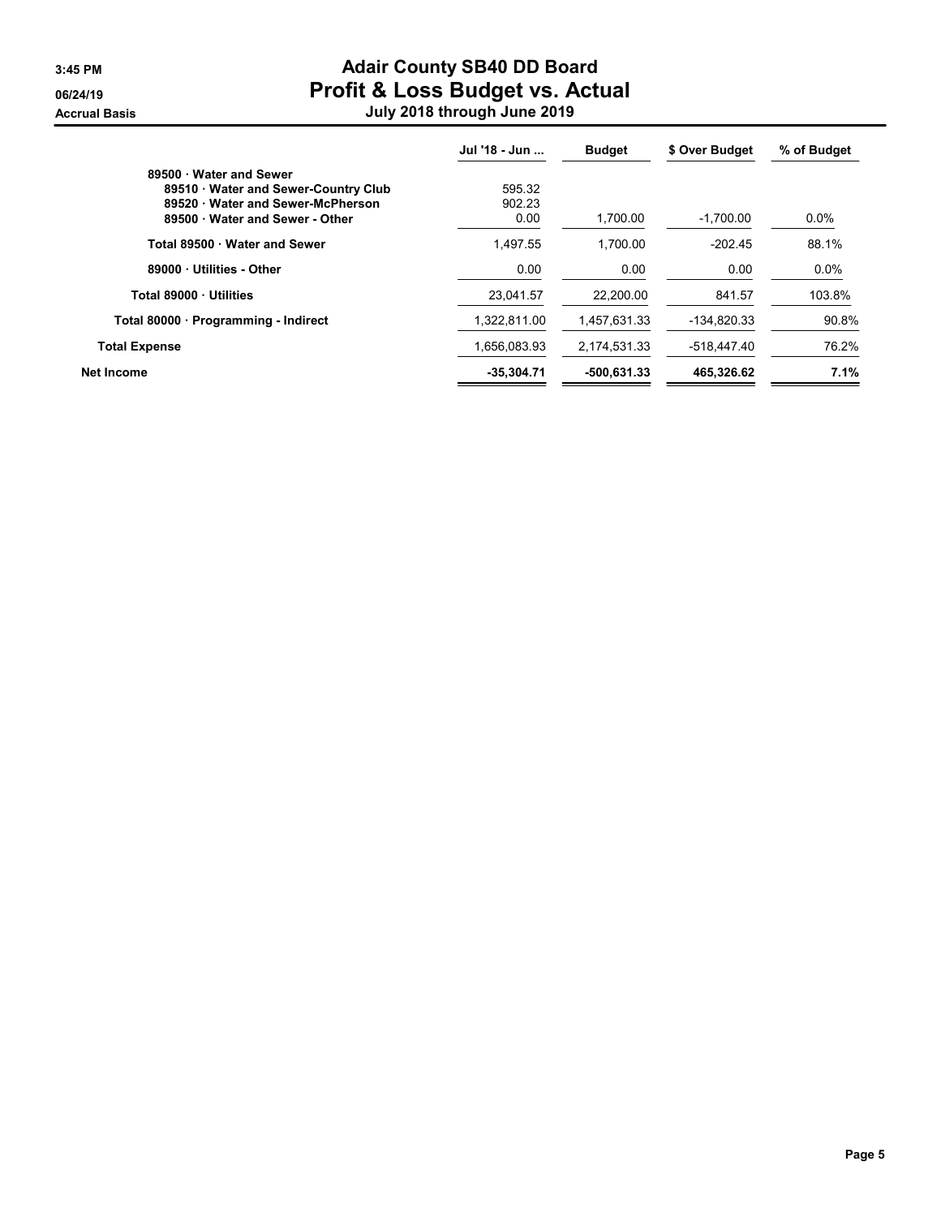3:45 PM
06/24/19
Accrual Basis

# Adair County SB40 DD Board
## Profit & Loss Budget vs. Actual
### July 2018 through June 2019

| | Jul '18 - Jun ... | Budget | $ Over Budget | % of Budget |
|---|---|---|---|---|
| 89500 · Water and Sewer | | | | |
| 89510 · Water and Sewer-Country Club | 595.32 | | | |
| 89520 · Water and Sewer-McPherson | 902.23 | | | |
| 89500 · Water and Sewer - Other | 0.00 | 1,700.00 | -1,700.00 | 0.0% |
| Total 89500 · Water and Sewer | 1,497.55 | 1,700.00 | -202.45 | 88.1% |
| 89000 · Utilities - Other | 0.00 | 0.00 | 0.00 | 0.0% |
| Total 89000 · Utilities | 23,041.57 | 22,200.00 | 841.57 | 103.8% |
| Total 80000 · Programming - Indirect | 1,322,811.00 | 1,457,631.33 | -134,820.33 | 90.8% |
| Total Expense | 1,656,083.93 | 2,174,531.33 | -518,447.40 | 76.2% |
| **Net Income** | **-35,304.71** | **-500,631.33** | **465,326.62** | **7.1%** |